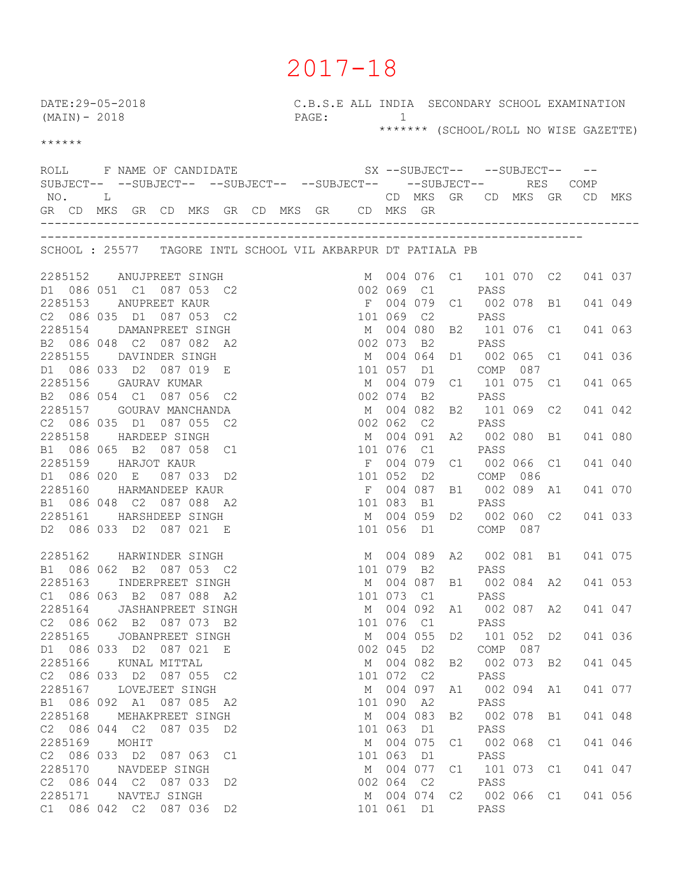# 2017-18

DATE:29-05-2018 C.B.S.E ALL INDIA SECONDARY SCHOOL EXAMINATION (MAIN)- 2018 PAGE: 1

******* (SCHOOL/ROLL NO WISE GAZETTE) ******

SCHOOL : 25577 TAGORE INTL SCHOOL VIL AKBARPUR DT PATIALA PB

| ROLL NO. | F L | NAME OF CANDIDATE | SX | SUBJECT CD | MKS | GR | SUBJECT CD | MKS | GR | SUBJECT CD | MKS | GR | SUBJECT CD | MKS | GR | SUBJECT CD | MKS | GR | SUBJECT CD | MKS | GR | RES | COMP |
|---|---|---|---|---|---|---|---|---|---|---|---|---|---|---|---|---|---|---|---|---|---|---|---|
| 2285152 | | ANUJPREET SINGH | M | 004 | 076 | C1 | 101 | 070 | C2 | 041 | 037 | D1 | 086 | 051 | C1 | 087 | 053 | C2 | 002 | 069 | C1 | PASS | |
| 2285153 | | ANUPREET KAUR | F | 004 | 079 | C1 | 002 | 078 | B1 | 041 | 049 | C2 | 086 | 035 | D1 | 087 | 053 | C2 | 101 | 069 | C2 | PASS | |
| 2285154 | | DAMANPREET SINGH | M | 004 | 080 | B2 | 101 | 076 | C1 | 041 | 063 | B2 | 086 | 048 | C2 | 087 | 082 | A2 | 002 | 073 | B2 | PASS | |
| 2285155 | | DAVINDER SINGH | M | 004 | 064 | D1 | 002 | 065 | C1 | 041 | 036 | D1 | 086 | 033 | D2 | 087 | 019 | E | 101 | 057 | D1 | COMP | 087 |
| 2285156 | | GAURAV KUMAR | M | 004 | 079 | C1 | 101 | 075 | C1 | 041 | 065 | B2 | 086 | 054 | C1 | 087 | 056 | C2 | 002 | 074 | B2 | PASS | |
| 2285157 | | GOURAV MANCHANDA | M | 004 | 082 | B2 | 101 | 069 | C2 | 041 | 042 | C2 | 086 | 035 | D1 | 087 | 055 | C2 | 002 | 062 | C2 | PASS | |
| 2285158 | | HARDEEP SINGH | M | 004 | 091 | A2 | 002 | 080 | B1 | 041 | 080 | B1 | 086 | 065 | B2 | 087 | 058 | C1 | 101 | 076 | C1 | PASS | |
| 2285159 | | HARJOT KAUR | F | 004 | 079 | C1 | 002 | 066 | C1 | 041 | 040 | D1 | 086 | 020 | E | 087 | 033 | D2 | 101 | 052 | D2 | COMP | 086 |
| 2285160 | | HARMANDEEP KAUR | F | 004 | 087 | B1 | 002 | 089 | A1 | 041 | 070 | B1 | 086 | 048 | C2 | 087 | 088 | A2 | 101 | 083 | B1 | PASS | |
| 2285161 | | HARSHDEEP SINGH | M | 004 | 059 | D2 | 002 | 060 | C2 | 041 | 033 | D2 | 086 | 033 | D2 | 087 | 021 | E | 101 | 056 | D1 | COMP | 087 |
| 2285162 | | HARWINDER SINGH | M | 004 | 089 | A2 | 002 | 081 | B1 | 041 | 075 | B1 | 086 | 062 | B2 | 087 | 053 | C2 | 101 | 079 | B2 | PASS | |
| 2285163 | | INDERPREET SINGH | M | 004 | 087 | B1 | 002 | 084 | A2 | 041 | 053 | C1 | 086 | 063 | B2 | 087 | 088 | A2 | 101 | 073 | C1 | PASS | |
| 2285164 | | JASHANPREET SINGH | M | 004 | 092 | A1 | 002 | 087 | A2 | 041 | 047 | C2 | 086 | 062 | B2 | 087 | 073 | B2 | 101 | 076 | C1 | PASS | |
| 2285165 | | JOBANPREET SINGH | M | 004 | 055 | D2 | 101 | 052 | D2 | 041 | 036 | D1 | 086 | 033 | D2 | 087 | 021 | E | 002 | 045 | D2 | COMP | 087 |
| 2285166 | | KUNAL MITTAL | M | 004 | 082 | B2 | 002 | 073 | B2 | 041 | 045 | C2 | 086 | 033 | D2 | 087 | 055 | C2 | 101 | 072 | C2 | PASS | |
| 2285167 | | LOVEJEET SINGH | M | 004 | 097 | A1 | 002 | 094 | A1 | 041 | 077 | B1 | 086 | 092 | A1 | 087 | 085 | A2 | 101 | 090 | A2 | PASS | |
| 2285168 | | MEHAKPREET SINGH | M | 004 | 083 | B2 | 002 | 078 | B1 | 041 | 048 | C2 | 086 | 044 | C2 | 087 | 035 | D2 | 101 | 063 | D1 | PASS | |
| 2285169 | | MOHIT | M | 004 | 075 | C1 | 002 | 068 | C1 | 041 | 046 | C2 | 086 | 033 | D2 | 087 | 063 | C1 | 101 | 063 | D1 | PASS | |
| 2285170 | | NAVDEEP SINGH | M | 004 | 077 | C1 | 101 | 073 | C1 | 041 | 047 | C2 | 086 | 044 | C2 | 087 | 033 | D2 | 002 | 064 | C2 | PASS | |
| 2285171 | | NAVTEJ SINGH | M | 004 | 074 | C2 | 002 | 066 | C1 | 041 | 056 | C1 | 086 | 042 | C2 | 087 | 036 | D2 | 101 | 061 | D1 | PASS | |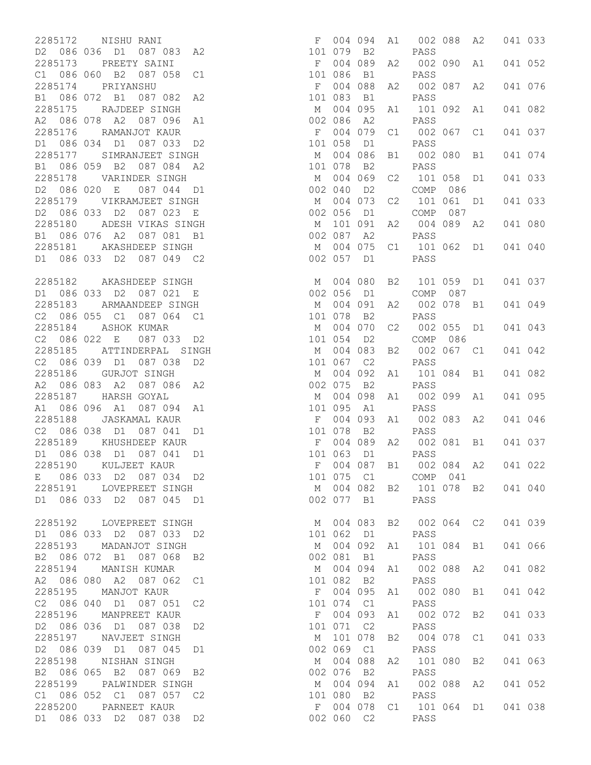```
2285172    NISHU RANI                                        F  004 094  A1   002 088  A2   041 033
D2  086 036  D1  087 083  A2                                 101 079  B2       PASS
2285173    PREETY SAINI                                      F  004 089  A2   002 090  A1   041 052
C1  086 060  B2  087 058  C1                                 101 086  B1       PASS
2285174    PRIYANSHU                                         F  004 088  A2   002 087  A2   041 076
B1  086 072  B1  087 082  A2                                 101 083  B1       PASS
2285175    RAJDEEP SINGH                                     M  004 095  A1   101 092  A1   041 082
A2  086 078  A2  087 096  A1                                 002 086  A2       PASS
2285176    RAMANJOT KAUR                                     F  004 079  C1   002 067  C1   041 037
D1  086 034  D1  087 033  D2                                 101 058  D1       PASS
2285177    SIMRANJEET SINGH                                  M  004 086  B1   002 080  B1   041 074
B1  086 059  B2  087 084  A2                                 101 078  B2       PASS
2285178    VARINDER SINGH                                    M  004 069  C2   101 058  D1   041 033
D2  086 020  E   087 044  D1                                 002 040  D2       COMP  086
2285179    VIKRAMJEET SINGH                                  M  004 073  C2   101 061  D1   041 033
D2  086 033  D2  087 023  E                                  002 056  D1       COMP  087
2285180    ADESH VIKAS SINGH                                 M  101 091  A2   004 089  A2   041 080
B1  086 076  A2  087 081  B1                                 002 087  A2       PASS
2285181    AKASHDEEP SINGH                                   M  004 075  C1   101 062  D1   041 040
D1  086 033  D2  087 049  C2                                 002 057  D1       PASS

2285182    AKASHDEEP SINGH                                   M  004 080  B2   101 059  D1   041 037
D1  086 033  D2  087 021  E                                  002 056  D1       COMP  087
2285183    ARMAANDEEP SINGH                                  M  004 091  A2   002 078  B1   041 049
C2  086 055  C1  087 064  C1                                 101 078  B2       PASS
2285184    ASHOK KUMAR                                       M  004 070  C2   002 055  D1   041 043
C2  086 022  E   087 033  D2                                 101 054  D2       COMP  086
2285185    ATTINDERPAL  SINGH                                M  004 083  B2   002 067  C1   041 042
C2  086 039  D1  087 038  D2                                 101 067  C2       PASS
2285186    GURJOT SINGH                                      M  004 092  A1   101 084  B1   041 082
A2  086 083  A2  087 086  A2                                 002 075  B2       PASS
2285187    HARSH GOYAL                                       M  004 098  A1   002 099  A1   041 095
A1  086 096  A1  087 094  A1                                 101 095  A1       PASS
2285188    JASKAMAL KAUR                                     F  004 093  A1   002 083  A2   041 046
C2  086 038  D1  087 041  D1                                 101 078  B2       PASS
2285189    KHUSHDEEP KAUR                                    F  004 089  A2   002 081  B1   041 037
D1  086 038  D1  087 041  D1                                 101 063  D1       PASS
2285190    KULJEET KAUR                                      F  004 087  B1   002 084  A2   041 022
E   086 033  D2  087 034  D2                                 101 075  C1       COMP  041
2285191    LOVEPREET SINGH                                   M  004 082  B2   101 078  B2   041 040
D1  086 033  D2  087 045  D1                                 002 077  B1       PASS

2285192    LOVEPREET SINGH                                   M  004 083  B2   002 064  C2   041 039
D1  086 033  D2  087 033  D2                                 101 062  D1       PASS
2285193    MADANJOT SINGH                                    M  004 092  A1   101 084  B1   041 066
B2  086 072  B1  087 068  B2                                 002 081  B1       PASS
2285194    MANISH KUMAR                                      M  004 094  A1   002 088  A2   041 082
A2  086 080  A2  087 062  C1                                 101 082  B2       PASS
2285195    MANJOT KAUR                                       F  004 095  A1   002 080  B1   041 042
C2  086 040  D1  087 051  C2                                 101 074  C1       PASS
2285196    MANPREET KAUR                                     F  004 093  A1   002 072  B2   041 033
D2  086 036  D1  087 038  D2                                 101 071  C2       PASS
2285197    NAVJEET SINGH                                     M  101 078  B2   004 078  C1   041 033
D2  086 039  D1  087 045  D1                                 002 069  C1       PASS
2285198    NISHAN SINGH                                      M  004 088  A2   101 080  B2   041 063
B2  086 065  B2  087 069  B2                                 002 076  B2       PASS
2285199    PALWINDER SINGH                                   M  004 094  A1   002 088  A2   041 052
C1  086 052  C1  087 057  C2                                 101 080  B2       PASS
2285200    PARNEET KAUR                                      F  004 078  C1   101 064  D1   041 038
D1  086 033  D2  087 038  D2                                 002 060  C2       PASS
```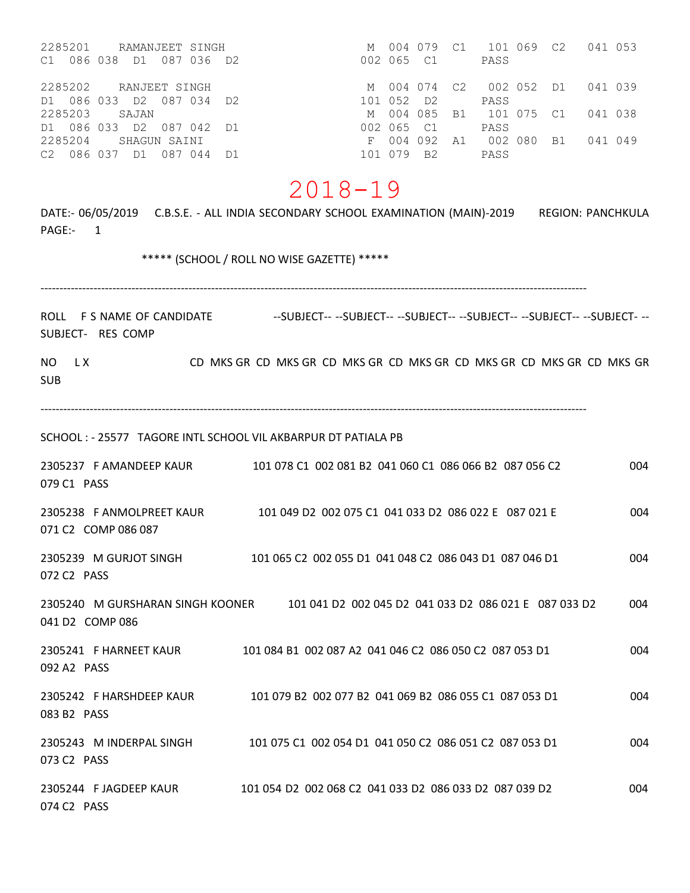2285201 RAMANJEET SINGH M 004 079 C1 101 069 C2 041 053 C1 086 038 D1 087 036 D2 002 065 C1 PASS

2285202 RANJEET SINGH M 004 074 C2 002 052 D1 041 039 D1 086 033 D2 087 034 D2 101 052 D2 PASS

2285203 SAJAN M 004 085 B1 101 075 C1 041 038 D1 086 033 D2 087 042 D1 002 065 C1 PASS

2285204 SHAGUN SAINI F 004 092 A1 002 080 B1 041 049 C2 086 037 D1 087 044 D1 101 079 B2 PASS

# 2018-19

DATE:- 06/05/2019 C.B.S.E. - ALL INDIA SECONDARY SCHOOL EXAMINATION (MAIN)-2019 REGION: PANCHKULA PAGE:- 1

***** (SCHOOL / ROLL NO WISE GAZETTE) *****

---

ROLL F S NAME OF CANDIDATE --SUBJECT-- --SUBJECT-- --SUBJECT-- --SUBJECT-- --SUBJECT-- --SUBJECT- --SUBJECT- RES COMP

NO L X CD MKS GR CD MKS GR CD MKS GR CD MKS GR CD MKS GR CD MKS GR CD MKS GR SUB

---

SCHOOL : - 25577 TAGORE INTL SCHOOL VIL AKBARPUR DT PATIALA PB

2305237 F AMANDEEP KAUR 101 078 C1 002 081 B2 041 060 C1 086 066 B2 087 056 C2 004 079 C1 PASS

2305238 F ANMOLPREET KAUR 101 049 D2 002 075 C1 041 033 D2 086 022 E 087 021 E 004 071 C2 COMP 086 087

2305239 M GURJOT SINGH 101 065 C2 002 055 D1 041 048 C2 086 043 D1 087 046 D1 004 072 C2 PASS

2305240 M GURSHARAN SINGH KOONER 101 041 D2 002 045 D2 041 033 D2 086 021 E 087 033 D2 004 041 D2 COMP 086

2305241 F HARNEET KAUR 101 084 B1 002 087 A2 041 046 C2 086 050 C2 087 053 D1 004 092 A2 PASS

2305242 F HARSHDEEP KAUR 101 079 B2 002 077 B2 041 069 B2 086 055 C1 087 053 D1 004 083 B2 PASS

2305243 M INDERPAL SINGH 101 075 C1 002 054 D1 041 050 C2 086 051 C2 087 053 D1 004 073 C2 PASS

2305244 F JAGDEEP KAUR 101 054 D2 002 068 C2 041 033 D2 086 033 D2 087 039 D2 004 074 C2 PASS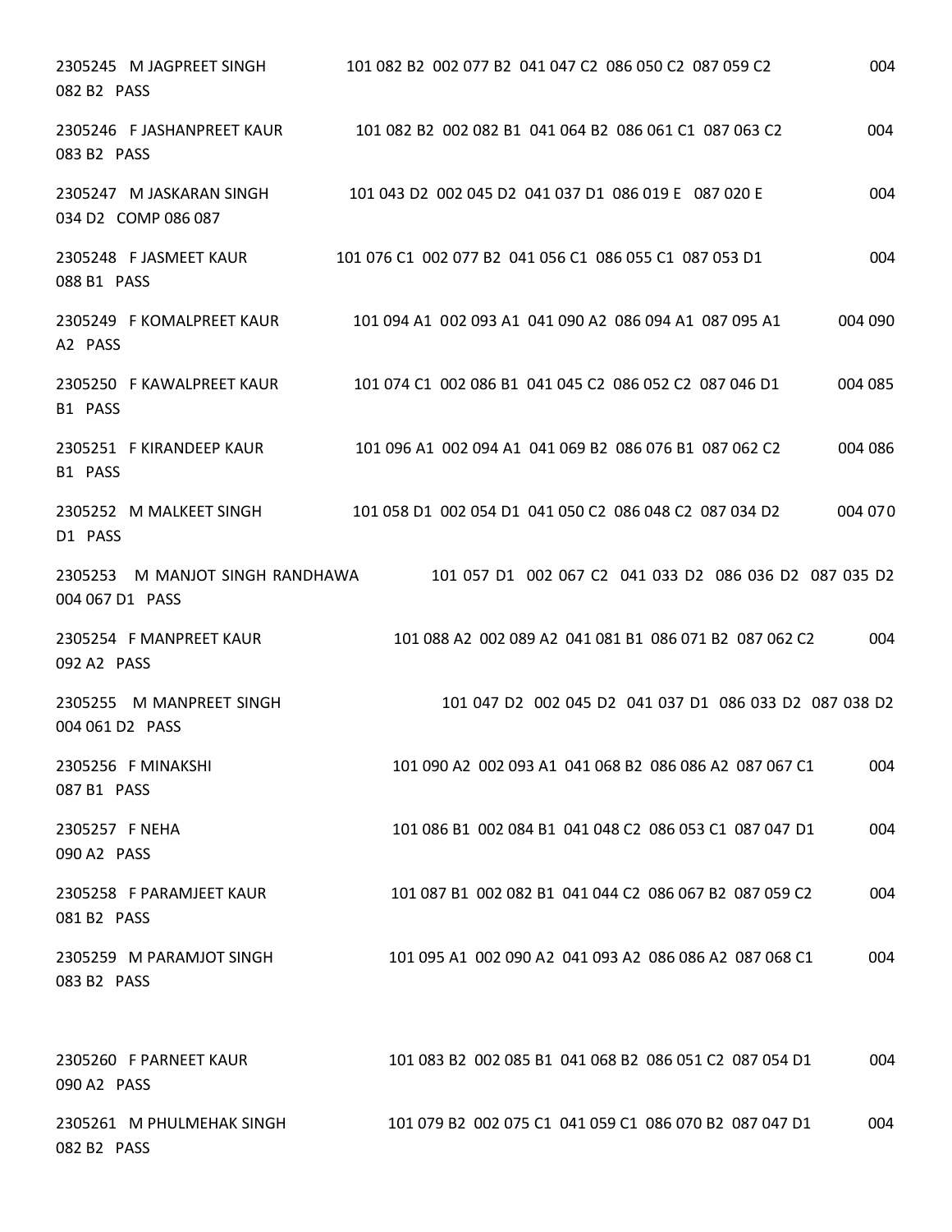2305245 M JAGPREET SINGH 101 082 B2 002 077 B2 041 047 C2 086 050 C2 087 059 C2 004 082 B2 PASS

2305246 F JASHANPREET KAUR 101 082 B2 002 082 B1 041 064 B2 086 061 C1 087 063 C2 004 083 B2 PASS

2305247 M JASKARAN SINGH 101 043 D2 002 045 D2 041 037 D1 086 019 E 087 020 E 004 034 D2 COMP 086 087

2305248 F JASMEET KAUR 101 076 C1 002 077 B2 041 056 C1 086 055 C1 087 053 D1 004 088 B1 PASS

2305249 F KOMALPREET KAUR 101 094 A1 002 093 A1 041 090 A2 086 094 A1 087 095 A1 004 090 A2 PASS

2305250 F KAWALPREET KAUR 101 074 C1 002 086 B1 041 045 C2 086 052 C2 087 046 D1 004 085 B1 PASS

2305251 F KIRANDEEP KAUR 101 096 A1 002 094 A1 041 069 B2 086 076 B1 087 062 C2 004 086 B1 PASS

2305252 M MALKEET SINGH 101 058 D1 002 054 D1 041 050 C2 086 048 C2 087 034 D2 004 070 D1 PASS

2305253 M MANJOT SINGH RANDHAWA 101 057 D1 002 067 C2 041 033 D2 086 036 D2 087 035 D2 004 067 D1 PASS

2305254 F MANPREET KAUR 101 088 A2 002 089 A2 041 081 B1 086 071 B2 087 062 C2 004 092 A2 PASS

2305255 M MANPREET SINGH 101 047 D2 002 045 D2 041 037 D1 086 033 D2 087 038 D2 004 061 D2 PASS

2305256 F MINAKSHI 101 090 A2 002 093 A1 041 068 B2 086 086 A2 087 067 C1 004 087 B1 PASS

2305257 F NEHA 101 086 B1 002 084 B1 041 048 C2 086 053 C1 087 047 D1 004 090 A2 PASS

2305258 F PARAMJEET KAUR 101 087 B1 002 082 B1 041 044 C2 086 067 B2 087 059 C2 004 081 B2 PASS

2305259 M PARAMJOT SINGH 101 095 A1 002 090 A2 041 093 A2 086 086 A2 087 068 C1 004 083 B2 PASS

2305260 F PARNEET KAUR 101 083 B2 002 085 B1 041 068 B2 086 051 C2 087 054 D1 004 090 A2 PASS

2305261 M PHULMEHAK SINGH 101 079 B2 002 075 C1 041 059 C1 086 070 B2 087 047 D1 004 082 B2 PASS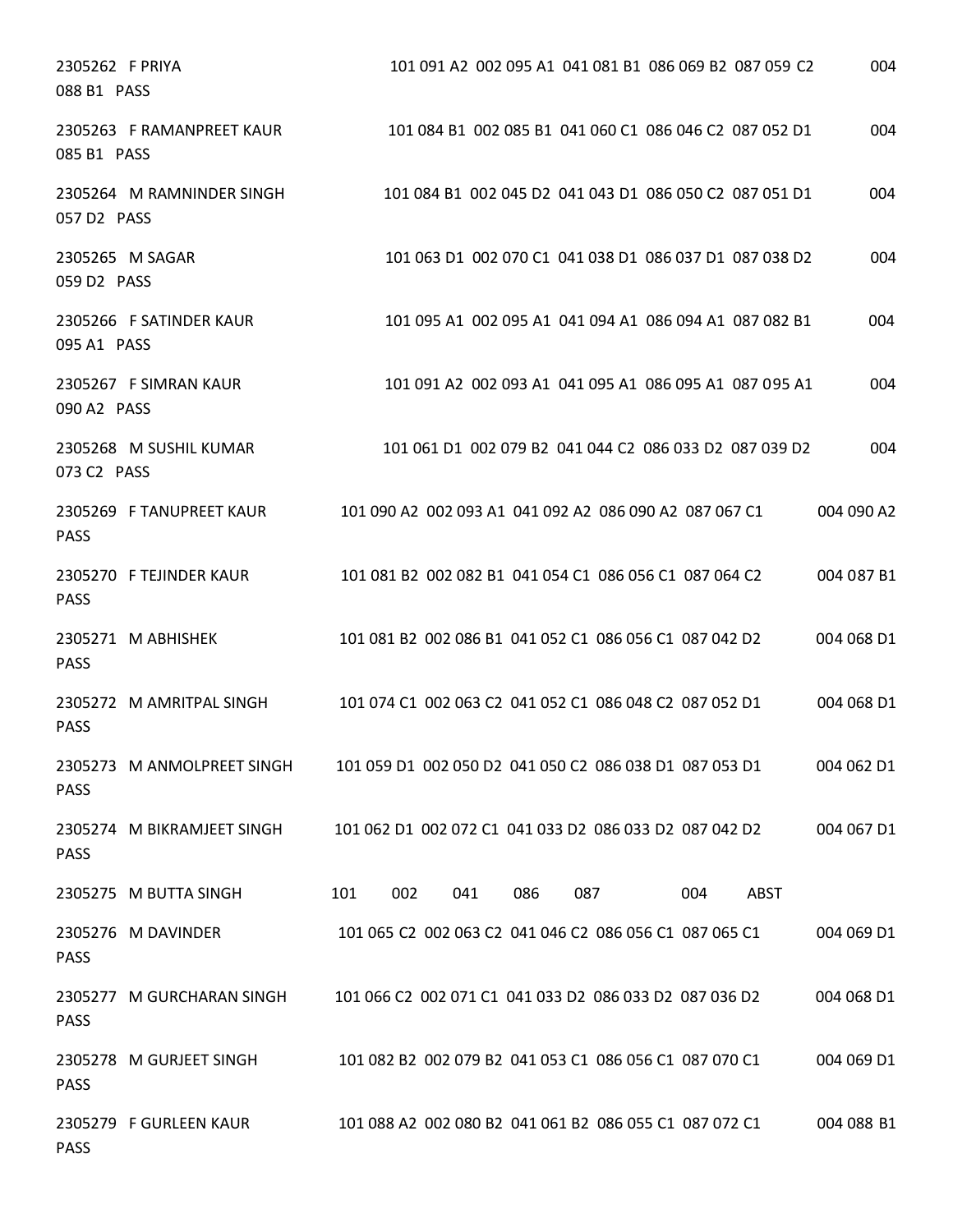2305262 F PRIYA 101 091 A2 002 095 A1 041 081 B1 086 069 B2 087 059 C2 004 088 B1 PASS

2305263 F RAMANPREET KAUR 101 084 B1 002 085 B1 041 060 C1 086 046 C2 087 052 D1 004 085 B1 PASS

2305264 M RAMNINDER SINGH 101 084 B1 002 045 D2 041 043 D1 086 050 C2 087 051 D1 004 057 D2 PASS

2305265 M SAGAR 101 063 D1 002 070 C1 041 038 D1 086 037 D1 087 038 D2 004 059 D2 PASS

2305266 F SATINDER KAUR 101 095 A1 002 095 A1 041 094 A1 086 094 A1 087 082 B1 004 095 A1 PASS

2305267 F SIMRAN KAUR 101 091 A2 002 093 A1 041 095 A1 086 095 A1 087 095 A1 004 090 A2 PASS

2305268 M SUSHIL KUMAR 101 061 D1 002 079 B2 041 044 C2 086 033 D2 087 039 D2 004 073 C2 PASS

2305269 F TANUPREET KAUR 101 090 A2 002 093 A1 041 092 A2 086 090 A2 087 067 C1 004 090 A2 PASS

2305270 F TEJINDER KAUR 101 081 B2 002 082 B1 041 054 C1 086 056 C1 087 064 C2 004 087 B1 PASS

2305271 M ABHISHEK 101 081 B2 002 086 B1 041 052 C1 086 056 C1 087 042 D2 004 068 D1 PASS

2305272 M AMRITPAL SINGH 101 074 C1 002 063 C2 041 052 C1 086 048 C2 087 052 D1 004 068 D1 PASS

2305273 M ANMOLPREET SINGH 101 059 D1 002 050 D2 041 050 C2 086 038 D1 087 053 D1 004 062 D1 PASS

2305274 M BIKRAMJEET SINGH 101 062 D1 002 072 C1 041 033 D2 086 033 D2 087 042 D2 004 067 D1 PASS

2305275 M BUTTA SINGH 101 002 041 086 087 004 ABST

2305276 M DAVINDER 101 065 C2 002 063 C2 041 046 C2 086 056 C1 087 065 C1 004 069 D1 PASS

2305277 M GURCHARAN SINGH 101 066 C2 002 071 C1 041 033 D2 086 033 D2 087 036 D2 004 068 D1 PASS

2305278 M GURJEET SINGH 101 082 B2 002 079 B2 041 053 C1 086 056 C1 087 070 C1 004 069 D1 PASS

2305279 F GURLEEN KAUR 101 088 A2 002 080 B2 041 061 B2 086 055 C1 087 072 C1 004 088 B1 PASS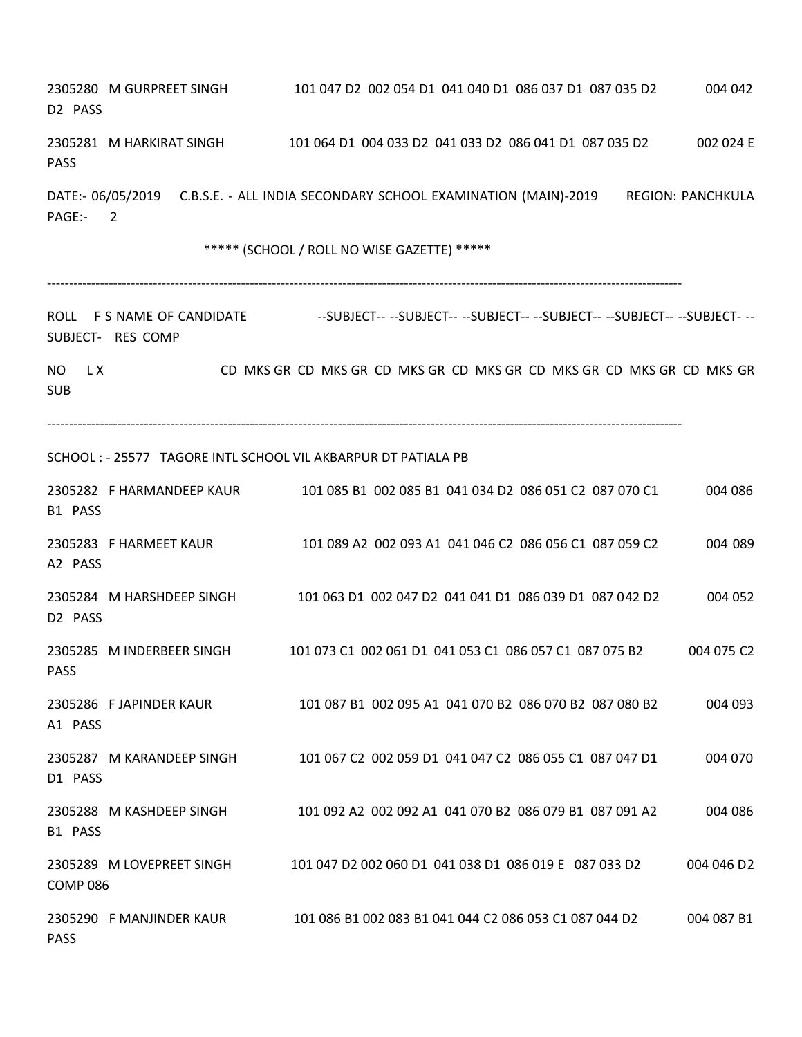2305280 M GURPREET SINGH 101 047 D2 002 054 D1 041 040 D1 086 037 D1 087 035 D2 004 042 D2 PASS

2305281 M HARKIRAT SINGH 101 064 D1 004 033 D2 041 033 D2 086 041 D1 087 035 D2 002 024 E PASS

DATE:- 06/05/2019 C.B.S.E. - ALL INDIA SECONDARY SCHOOL EXAMINATION (MAIN)-2019 REGION: PANCHKULA PAGE:- 2

***** (SCHOOL / ROLL NO WISE GAZETTE) *****

--------------------------------------------------------------------------------------------------------------------------------------------

ROLL F S NAME OF CANDIDATE --SUBJECT-- --SUBJECT-- --SUBJECT-- --SUBJECT-- --SUBJECT-- --SUBJECT- --SUBJECT- RES COMP

NO L X CD MKS GR CD MKS GR CD MKS GR CD MKS GR CD MKS GR CD MKS GR CD MKS GR SUB

--------------------------------------------------------------------------------------------------------------------------------------------

SCHOOL : - 25577 TAGORE INTL SCHOOL VIL AKBARPUR DT PATIALA PB

2305282 F HARMANDEEP KAUR 101 085 B1 002 085 B1 041 034 D2 086 051 C2 087 070 C1 004 086 B1 PASS

2305283 F HARMEET KAUR 101 089 A2 002 093 A1 041 046 C2 086 056 C1 087 059 C2 004 089 A2 PASS

2305284 M HARSHDEEP SINGH 101 063 D1 002 047 D2 041 041 D1 086 039 D1 087 042 D2 004 052 D2 PASS

2305285 M INDERBEER SINGH 101 073 C1 002 061 D1 041 053 C1 086 057 C1 087 075 B2 004 075 C2 PASS

2305286 F JAPINDER KAUR 101 087 B1 002 095 A1 041 070 B2 086 070 B2 087 080 B2 004 093 A1 PASS

2305287 M KARANDEEP SINGH 101 067 C2 002 059 D1 041 047 C2 086 055 C1 087 047 D1 004 070 D1 PASS

2305288 M KASHDEEP SINGH 101 092 A2 002 092 A1 041 070 B2 086 079 B1 087 091 A2 004 086 B1 PASS

2305289 M LOVEPREET SINGH 101 047 D2 002 060 D1 041 038 D1 086 019 E 087 033 D2 004 046 D2 COMP 086

2305290 F MANJINDER KAUR 101 086 B1 002 083 B1 041 044 C2 086 053 C1 087 044 D2 004 087 B1 PASS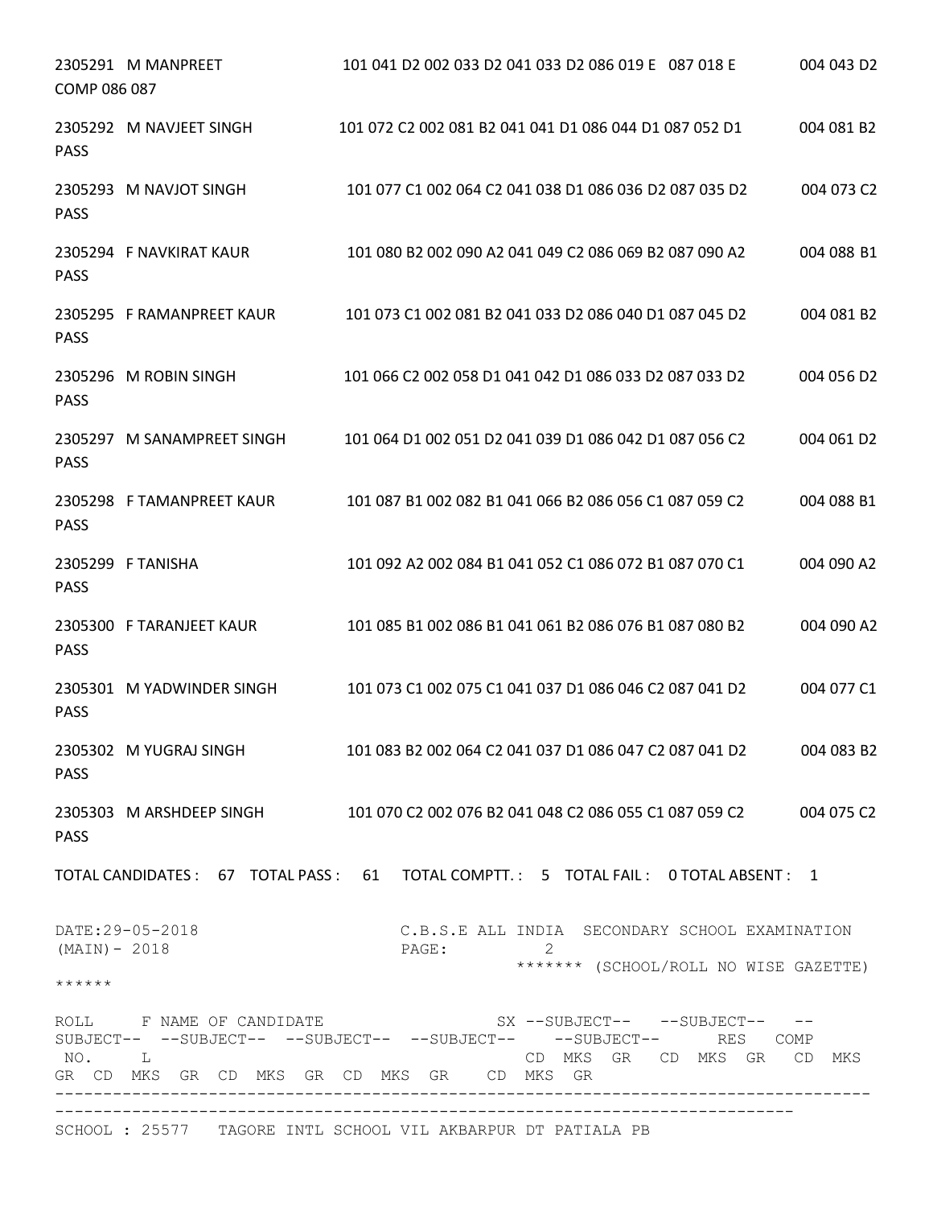2305291 M MANPREET 101 041 D2 002 033 D2 041 033 D2 086 019 E 087 018 E 004 043 D2
COMP 086 087

2305292 M NAVJEET SINGH 101 072 C2 002 081 B2 041 041 D1 086 044 D1 087 052 D1 004 081 B2
PASS

2305293 M NAVJOT SINGH 101 077 C1 002 064 C2 041 038 D1 086 036 D2 087 035 D2 004 073 C2
PASS

2305294 F NAVKIRAT KAUR 101 080 B2 002 090 A2 041 049 C2 086 069 B2 087 090 A2 004 088 B1
PASS

2305295 F RAMANPREET KAUR 101 073 C1 002 081 B2 041 033 D2 086 040 D1 087 045 D2 004 081 B2
PASS

2305296 M ROBIN SINGH 101 066 C2 002 058 D1 041 042 D1 086 033 D2 087 033 D2 004 056 D2
PASS

2305297 M SANAMPREET SINGH 101 064 D1 002 051 D2 041 039 D1 086 042 D1 087 056 C2 004 061 D2
PASS

2305298 F TAMANPREET KAUR 101 087 B1 002 082 B1 041 066 B2 086 056 C1 087 059 C2 004 088 B1
PASS

2305299 F TANISHA 101 092 A2 002 084 B1 041 052 C1 086 072 B1 087 070 C1 004 090 A2
PASS

2305300 F TARANJEET KAUR 101 085 B1 002 086 B1 041 061 B2 086 076 B1 087 080 B2 004 090 A2
PASS

2305301 M YADWINDER SINGH 101 073 C1 002 075 C1 041 037 D1 086 046 C2 087 041 D2 004 077 C1
PASS

2305302 M YUGRAJ SINGH 101 083 B2 002 064 C2 041 037 D1 086 047 C2 087 041 D2 004 083 B2
PASS

2305303 M ARSHDEEP SINGH 101 070 C2 002 076 B2 041 048 C2 086 055 C1 087 059 C2 004 075 C2
PASS

TOTAL CANDIDATES : 67 TOTAL PASS : 61 TOTAL COMPTT. : 5 TOTAL FAIL : 0 TOTAL ABSENT : 1

DATE:29-05-2018 C.B.S.E ALL INDIA SECONDARY SCHOOL EXAMINATION (MAIN)- 2018 PAGE: 2
******* (SCHOOL/ROLL NO WISE GAZETTE) ******

ROLL F NAME OF CANDIDATE SX --SUBJECT-- --SUBJECT-- --SUBJECT-- --SUBJECT-- --SUBJECT-- --SUBJECT-- --SUBJECT-- RES COMP
NO. L CD MKS GR CD MKS GR CD MKS GR CD MKS GR CD MKS GR CD MKS GR CD MKS GR

--------------------------------------------------------------------------------------------------------------------------------------------------------------------

SCHOOL : 25577 TAGORE INTL SCHOOL VIL AKBARPUR DT PATIALA PB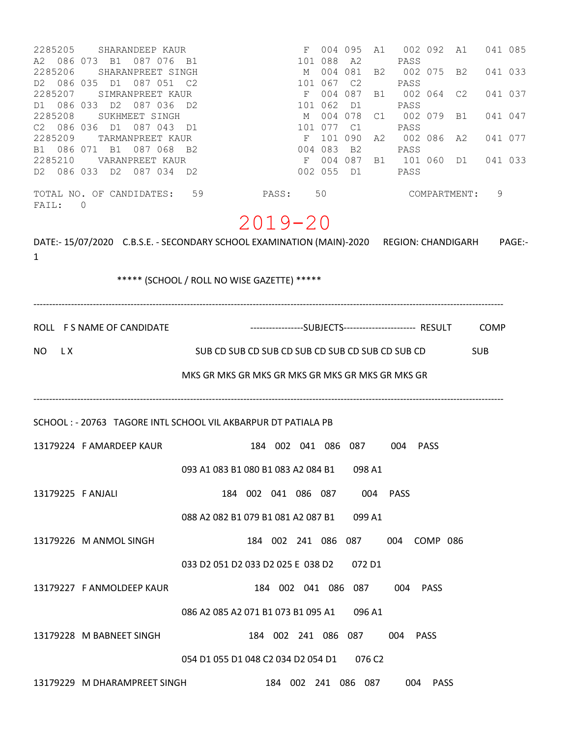```
2285205    SHARANDEEP KAUR                          F  004 095  A1   002 092  A1   041 085
A2  086 073  B1  087 076  B1                      101 088  A2       PASS
2285206    SHARANPREET SINGH                        M  004 081  B2   002 075  B2   041 033
D2  086 035  D1  087 051  C2                      101 067  C2       PASS
2285207    SIMRANPREET KAUR                         F  004 087  B1   002 064  C2   041 037
D1  086 033  D2  087 036  D2                      101 062  D1       PASS
2285208    SUKHMEET SINGH                           M  004 078  C1   002 079  B1   041 047
C2  086 036  D1  087 043  D1                      101 077  C1       PASS
2285209    TARMANPREET KAUR                         F  101 090  A2   002 086  A2   041 077
B1  086 071  B1  087 068  B2                      004 083  B2       PASS
2285210    VARANPREET KAUR                          F  004 087  B1   101 060  D1   041 033
D2  086 033  D2  087 034  D2                      002 055  D1       PASS

TOTAL NO. OF CANDIDATES:   59          PASS:    50             COMPARTMENT:    9
FAIL:   0
```

# 2019-20

DATE:- 15/07/2020 C.B.S.E. - SECONDARY SCHOOL EXAMINATION (MAIN)-2020 REGION: CHANDIGARH PAGE:- 1

***** (SCHOOL / ROLL NO WISE GAZETTE) *****

---

```
ROLL   F S NAME OF CANDIDATE          ----------------SUBJECTS----------------------  RESULT    COMP
NO     L X                          SUB CD SUB CD SUB CD SUB CD SUB CD SUB CD SUB CD            SUB
                                   MKS GR MKS GR MKS GR MKS GR MKS GR MKS GR MKS GR
```

---

SCHOOL : - 20763 TAGORE INTL SCHOOL VIL AKBARPUR DT PATIALA PB

```
13179224  F AMARDEEP KAUR             184  002  041  086  087      004   PASS
                                   093 A1 083 B1 080 B1 083 A2 084 B1     098 A1
13179225  F ANJALI                    184  002  041  086  087      004   PASS
                                   088 A2 082 B1 079 B1 081 A2 087 B1     099 A1
13179226  M ANMOL SINGH               184  002  241  086  087      004   COMP  086
                                   033 D2 051 D2 033 D2 025 E  038 D2     072 D1
13179227  F ANMOLDEEP KAUR            184  002  041  086  087      004   PASS
                                   086 A2 085 A2 071 B1 073 B1 095 A1     096 A1
13179228  M BABNEET SINGH             184  002  241  086  087      004   PASS
                                   054 D1 055 D1 048 C2 034 D2 054 D1     076 C2
13179229  M DHARAMPREET SINGH         184  002  241  086  087      004   PASS
```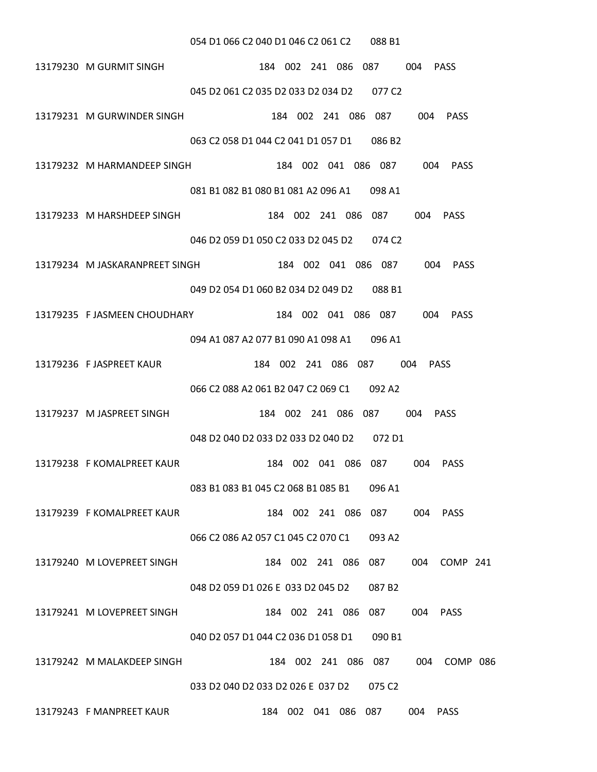054 D1 066 C2 040 D1 046 C2 061 C2 088 B1

13179230 M GURMIT SINGH 184 002 241 086 087 004 PASS

045 D2 061 C2 035 D2 033 D2 034 D2 077 C2

13179231 M GURWINDER SINGH 184 002 241 086 087 004 PASS

063 C2 058 D1 044 C2 041 D1 057 D1 086 B2

13179232 M HARMANDEEP SINGH 184 002 041 086 087 004 PASS

081 B1 082 B1 080 B1 081 A2 096 A1 098 A1

13179233 M HARSHDEEP SINGH 184 002 241 086 087 004 PASS

046 D2 059 D1 050 C2 033 D2 045 D2 074 C2

13179234 M JASKARANPREET SINGH 184 002 041 086 087 004 PASS

049 D2 054 D1 060 B2 034 D2 049 D2 088 B1

13179235 F JASMEEN CHOUDHARY 184 002 041 086 087 004 PASS

094 A1 087 A2 077 B1 090 A1 098 A1 096 A1

13179236 F JASPREET KAUR 184 002 241 086 087 004 PASS

066 C2 088 A2 061 B2 047 C2 069 C1 092 A2

13179237 M JASPREET SINGH 184 002 241 086 087 004 PASS

048 D2 040 D2 033 D2 033 D2 040 D2 072 D1

13179238 F KOMALPREET KAUR 184 002 041 086 087 004 PASS

083 B1 083 B1 045 C2 068 B1 085 B1 096 A1

13179239 F KOMALPREET KAUR 184 002 241 086 087 004 PASS

066 C2 086 A2 057 C1 045 C2 070 C1 093 A2

13179240 M LOVEPREET SINGH 184 002 241 086 087 004 COMP 241

048 D2 059 D1 026 E 033 D2 045 D2 087 B2

13179241 M LOVEPREET SINGH 184 002 241 086 087 004 PASS

040 D2 057 D1 044 C2 036 D1 058 D1 090 B1

13179242 M MALAKDEEP SINGH 184 002 241 086 087 004 COMP 086

033 D2 040 D2 033 D2 026 E 037 D2 075 C2

13179243 F MANPREET KAUR 184 002 041 086 087 004 PASS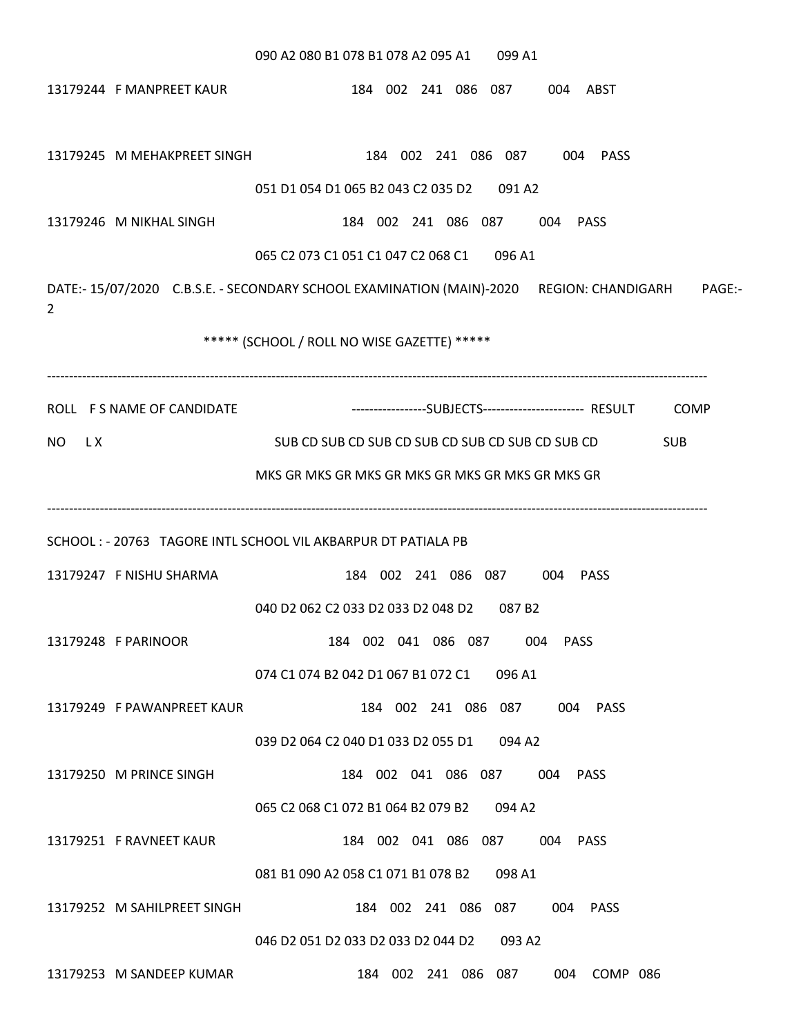090 A2 080 B1 078 B1 078 A2 095 A1 099 A1

13179244 F MANPREET KAUR 184 002 241 086 087 004 ABST

13179245 M MEHAKPREET SINGH 184 002 241 086 087 004 PASS

051 D1 054 D1 065 B2 043 C2 035 D2 091 A2

13179246 M NIKHAL SINGH 184 002 241 086 087 004 PASS

065 C2 073 C1 051 C1 047 C2 068 C1 096 A1

DATE:- 15/07/2020 C.B.S.E. - SECONDARY SCHOOL EXAMINATION (MAIN)-2020 REGION: CHANDIGARH PAGE:- 2

***** (SCHOOL / ROLL NO WISE GAZETTE) *****

---

ROLL F S NAME OF CANDIDATE -----------------SUBJECTS----------------------- RESULT COMP

NO L X SUB CD SUB CD SUB CD SUB CD SUB CD SUB CD SUB CD SUB

MKS GR MKS GR MKS GR MKS GR MKS GR MKS GR MKS GR

---

SCHOOL : - 20763 TAGORE INTL SCHOOL VIL AKBARPUR DT PATIALA PB

13179247 F NISHU SHARMA 184 002 241 086 087 004 PASS

040 D2 062 C2 033 D2 033 D2 048 D2 087 B2

13179248 F PARINOOR 184 002 041 086 087 004 PASS

074 C1 074 B2 042 D1 067 B1 072 C1 096 A1

13179249 F PAWANPREET KAUR 184 002 241 086 087 004 PASS

039 D2 064 C2 040 D1 033 D2 055 D1 094 A2

13179250 M PRINCE SINGH 184 002 041 086 087 004 PASS

065 C2 068 C1 072 B1 064 B2 079 B2 094 A2

13179251 F RAVNEET KAUR 184 002 041 086 087 004 PASS

081 B1 090 A2 058 C1 071 B1 078 B2 098 A1

13179252 M SAHILPREET SINGH 184 002 241 086 087 004 PASS

046 D2 051 D2 033 D2 033 D2 044 D2 093 A2

13179253 M SANDEEP KUMAR 184 002 241 086 087 004 COMP 086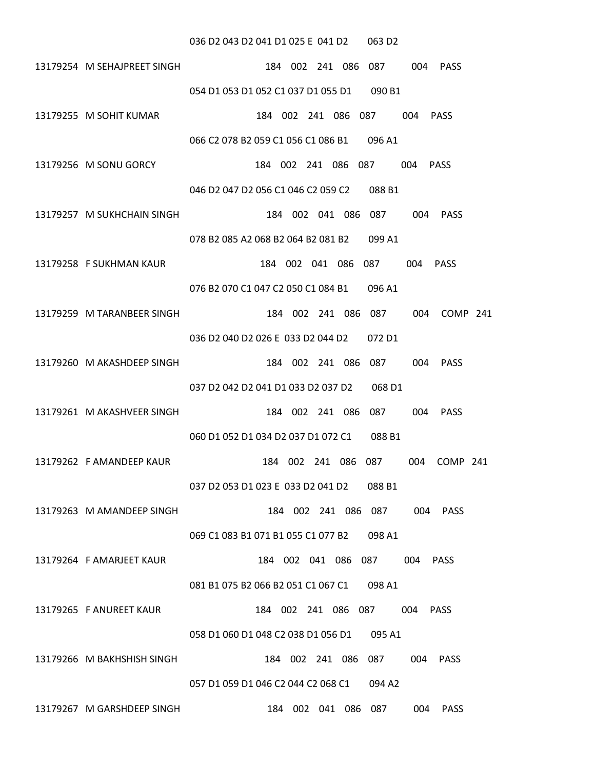036 D2 043 D2 041 D1 025 E 041 D2 063 D2

13179254 M SEHAJPREET SINGH 184 002 241 086 087 004 PASS

054 D1 053 D1 052 C1 037 D1 055 D1 090 B1

13179255 M SOHIT KUMAR 184 002 241 086 087 004 PASS

066 C2 078 B2 059 C1 056 C1 086 B1 096 A1

13179256 M SONU GORCY 184 002 241 086 087 004 PASS

046 D2 047 D2 056 C1 046 C2 059 C2 088 B1

13179257 M SUKHCHAIN SINGH 184 002 041 086 087 004 PASS

078 B2 085 A2 068 B2 064 B2 081 B2 099 A1

13179258 F SUKHMAN KAUR 184 002 041 086 087 004 PASS

076 B2 070 C1 047 C2 050 C1 084 B1 096 A1

13179259 M TARANBEER SINGH 184 002 241 086 087 004 COMP 241

036 D2 040 D2 026 E 033 D2 044 D2 072 D1

13179260 M AKASHDEEP SINGH 184 002 241 086 087 004 PASS

037 D2 042 D2 041 D1 033 D2 037 D2 068 D1

13179261 M AKASHVEER SINGH 184 002 241 086 087 004 PASS

060 D1 052 D1 034 D2 037 D1 072 C1 088 B1

13179262 F AMANDEEP KAUR 184 002 241 086 087 004 COMP 241

037 D2 053 D1 023 E 033 D2 041 D2 088 B1

13179263 M AMANDEEP SINGH 184 002 241 086 087 004 PASS

069 C1 083 B1 071 B1 055 C1 077 B2 098 A1

13179264 F AMARJEET KAUR 184 002 041 086 087 004 PASS

081 B1 075 B2 066 B2 051 C1 067 C1 098 A1

13179265 F ANUREET KAUR 184 002 241 086 087 004 PASS

058 D1 060 D1 048 C2 038 D1 056 D1 095 A1

13179266 M BAKHSHISH SINGH 184 002 241 086 087 004 PASS

057 D1 059 D1 046 C2 044 C2 068 C1 094 A2

13179267 M GARSHDEEP SINGH 184 002 041 086 087 004 PASS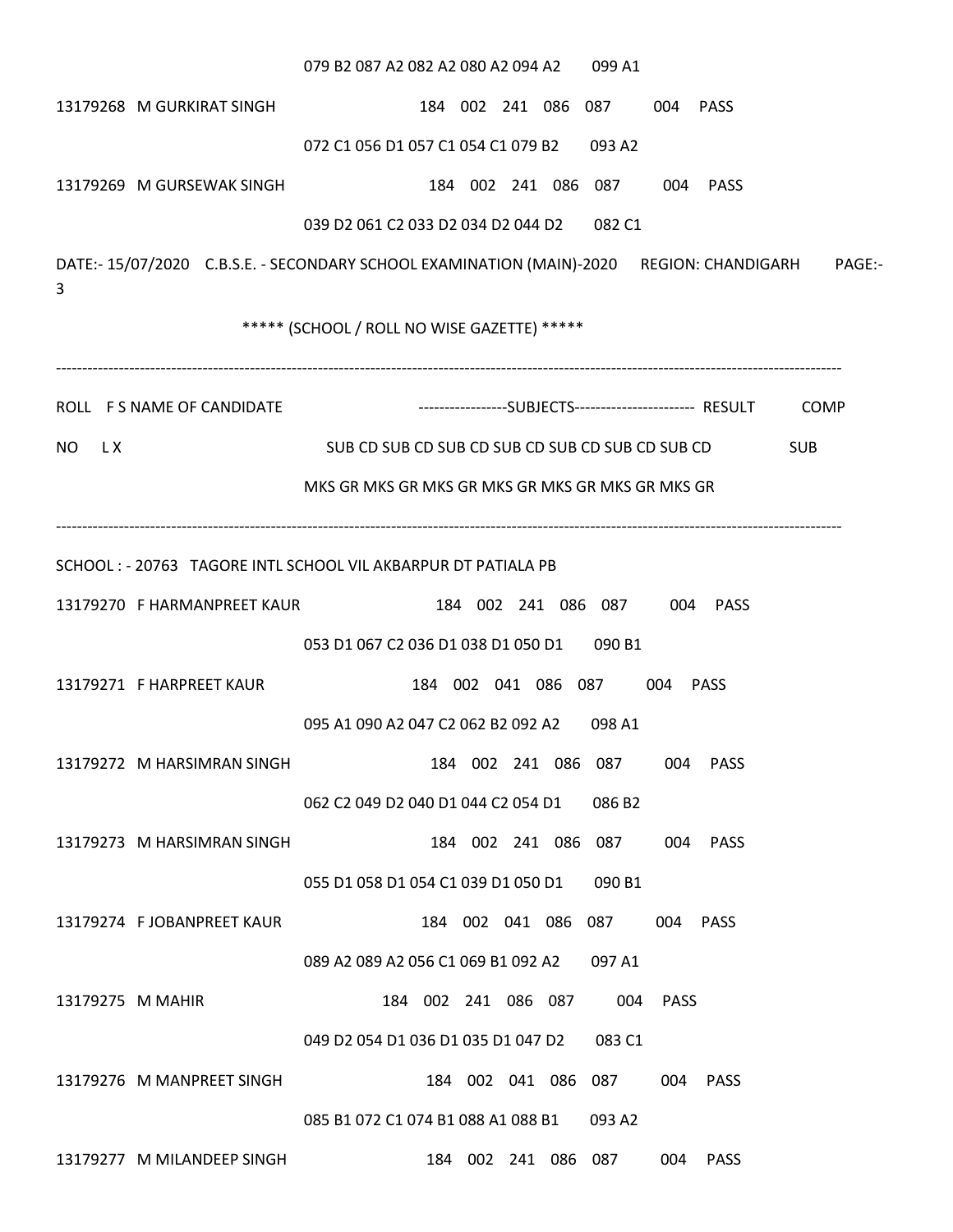079 B2 087 A2 082 A2 080 A2 094 A2 099 A1

13179268 M GURKIRAT SINGH 184 002 241 086 087 004 PASS

072 C1 056 D1 057 C1 054 C1 079 B2 093 A2

13179269 M GURSEWAK SINGH 184 002 241 086 087 004 PASS

039 D2 061 C2 033 D2 034 D2 044 D2 082 C1

DATE:- 15/07/2020 C.B.S.E. - SECONDARY SCHOOL EXAMINATION (MAIN)-2020 REGION: CHANDIGARH PAGE:- 3

***** (SCHOOL / ROLL NO WISE GAZETTE) *****

---

ROLL F S NAME OF CANDIDATE -----------------SUBJECTS----------------------- RESULT COMP

NO L X SUB CD SUB CD SUB CD SUB CD SUB CD SUB CD SUB CD SUB

MKS GR MKS GR MKS GR MKS GR MKS GR MKS GR MKS GR

---

SCHOOL : - 20763 TAGORE INTL SCHOOL VIL AKBARPUR DT PATIALA PB

13179270 F HARMANPREET KAUR 184 002 241 086 087 004 PASS

053 D1 067 C2 036 D1 038 D1 050 D1 090 B1

13179271 F HARPREET KAUR 184 002 041 086 087 004 PASS

095 A1 090 A2 047 C2 062 B2 092 A2 098 A1

13179272 M HARSIMRAN SINGH 184 002 241 086 087 004 PASS

062 C2 049 D2 040 D1 044 C2 054 D1 086 B2

13179273 M HARSIMRAN SINGH 184 002 241 086 087 004 PASS

055 D1 058 D1 054 C1 039 D1 050 D1 090 B1

13179274 F JOBANPREET KAUR 184 002 041 086 087 004 PASS

089 A2 089 A2 056 C1 069 B1 092 A2 097 A1

13179275 M MAHIR 184 002 241 086 087 004 PASS

049 D2 054 D1 036 D1 035 D1 047 D2 083 C1

13179276 M MANPREET SINGH 184 002 041 086 087 004 PASS

085 B1 072 C1 074 B1 088 A1 088 B1 093 A2

13179277 M MILANDEEP SINGH 184 002 241 086 087 004 PASS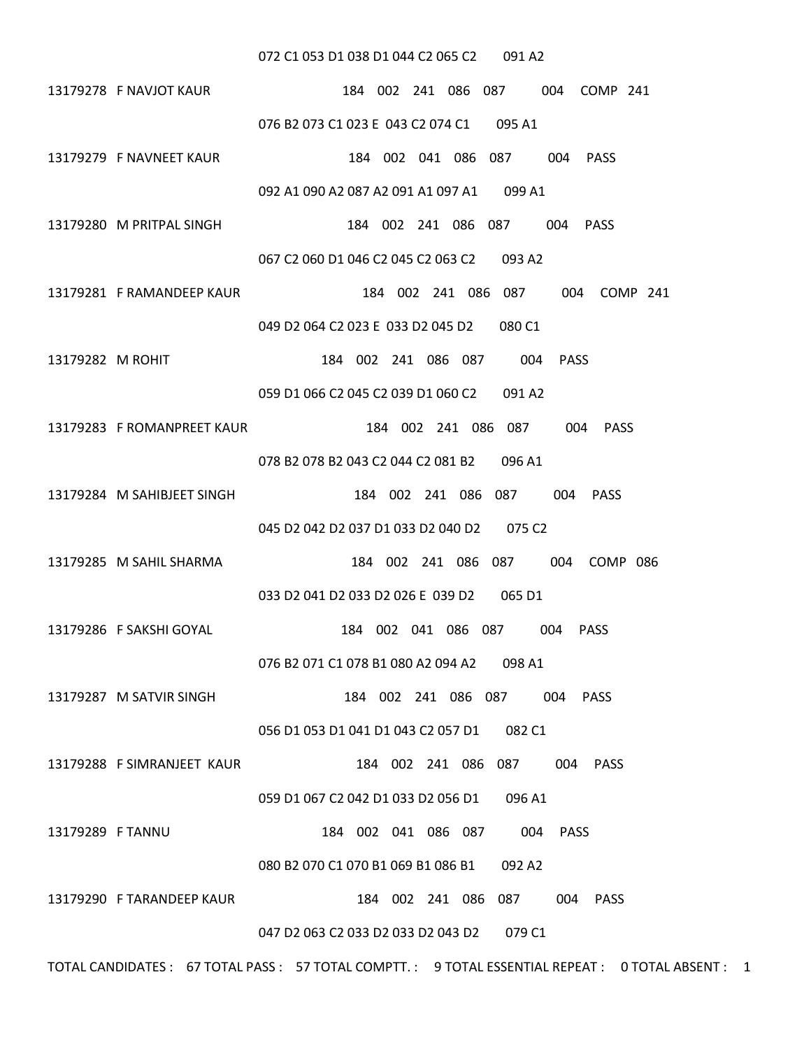072 C1 053 D1 038 D1 044 C2 065 C2 091 A2

13179278 F NAVJOT KAUR 184 002 241 086 087 004 COMP 241

076 B2 073 C1 023 E 043 C2 074 C1 095 A1

13179279 F NAVNEET KAUR 184 002 041 086 087 004 PASS

092 A1 090 A2 087 A2 091 A1 097 A1 099 A1

13179280 M PRITPAL SINGH 184 002 241 086 087 004 PASS

067 C2 060 D1 046 C2 045 C2 063 C2 093 A2

13179281 F RAMANDEEP KAUR 184 002 241 086 087 004 COMP 241

049 D2 064 C2 023 E 033 D2 045 D2 080 C1

13179282 M ROHIT 184 002 241 086 087 004 PASS

059 D1 066 C2 045 C2 039 D1 060 C2 091 A2

13179283 F ROMANPREET KAUR 184 002 241 086 087 004 PASS

078 B2 078 B2 043 C2 044 C2 081 B2 096 A1

13179284 M SAHIBJEET SINGH 184 002 241 086 087 004 PASS

045 D2 042 D2 037 D1 033 D2 040 D2 075 C2

13179285 M SAHIL SHARMA 184 002 241 086 087 004 COMP 086

033 D2 041 D2 033 D2 026 E 039 D2 065 D1

13179286 F SAKSHI GOYAL 184 002 041 086 087 004 PASS

076 B2 071 C1 078 B1 080 A2 094 A2 098 A1

13179287 M SATVIR SINGH 184 002 241 086 087 004 PASS

056 D1 053 D1 041 D1 043 C2 057 D1 082 C1

13179288 F SIMRANJEET KAUR 184 002 241 086 087 004 PASS

059 D1 067 C2 042 D1 033 D2 056 D1 096 A1

13179289 F TANNU 184 002 041 086 087 004 PASS

080 B2 070 C1 070 B1 069 B1 086 B1 092 A2

13179290 F TARANDEEP KAUR 184 002 241 086 087 004 PASS

047 D2 063 C2 033 D2 033 D2 043 D2 079 C1

TOTAL CANDIDATES : 67 TOTAL PASS : 57 TOTAL COMPTT. : 9 TOTAL ESSENTIAL REPEAT : 0 TOTAL ABSENT : 1